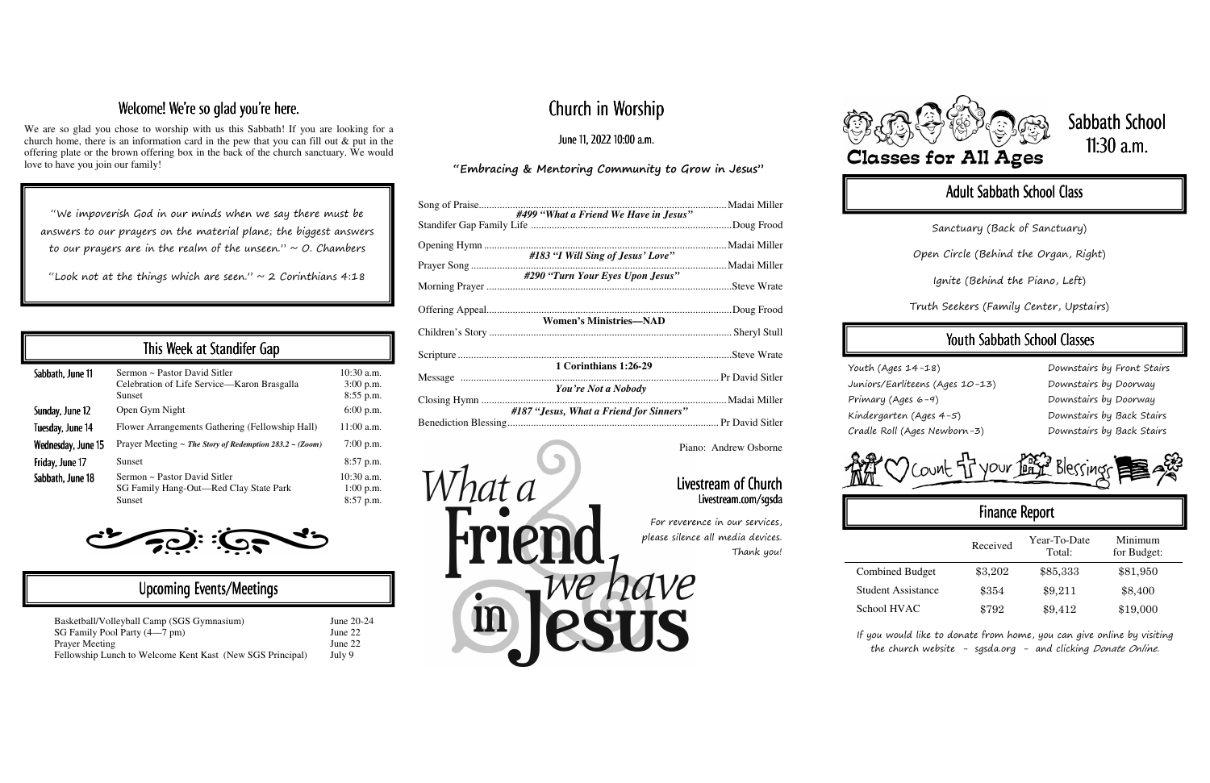## Welcome! We're so glad you're here.

We are so glad you chose to worship with us this Sabbath! If you are looking for a church home, there is an information card in the pew that you can fill out & put in the offering plate or the brown offering box in the back of the church sanctuary. We would love to have you join our family!

"We impoverish God in our minds when we say there must be answers to our prayers on the material plane; the biggest answers to our prayers are in the realm of the unseen." ~ O. Chambers

"Look not at the things which are seen." ~ 2 Corinthians 4:18

## This Week at Standifer Gap

| | | |
|---|---|---|
| Sabbath, June 11 | Sermon ~ Pastor David Sitler | 10:30 a.m. |
| | Celebration of Life Service—Karon Brasgalla | 3:00 p.m. |
| | Sunset | 8:55 p.m. |
| Sunday, June 12 | Open Gym Night | 6:00 p.m. |
| Tuesday, June 14 | Flower Arrangements Gathering (Fellowship Hall) | 11:00 a.m. |
| Wednesday, June 15 | Prayer Meeting ~ *The Story of Redemption 283.2 ~ (Zoom)* | 7:00 p.m. |
| Friday, June 17 | Sunset | 8:57 p.m. |
| Sabbath, June 18 | Sermon ~ Pastor David Sitler | 10:30 a.m. |
| | SG Family Hang-Out—Red Clay State Park | 1:00 p.m. |
| | Sunset | 8:57 p.m. |

## Upcoming Events/Meetings

| | |
|---|---|
| Basketball/Volleyball Camp (SGS Gymnasium) | June 20-24 |
| SG Family Pool Party (4—7 pm) | June 22 |
| Prayer Meeting | June 22 |
| Fellowship Lunch to Welcome Kent Kast (New SGS Principal) | July 9 |

## Church in Worship

June 11, 2022 10:00 a.m.

**"Embracing & Mentoring Community to Grow in Jesus"**

Song of Praise.......................................................Madai Miller
*#499 "What a Friend We Have in Jesus"*
Standifer Gap Family Life .......................................Doug Frood

Opening Hymn .......................................................Madai Miller
*#183 "I Will Sing of Jesus' Love"*
Prayer Song ...........................................................Madai Miller
*#290 "Turn Your Eyes Upon Jesus"*
Morning Prayer .......................................................Steve Wrate

Offering Appeal.......................................................Doug Frood
**Women's Ministries—NAD**
Children's Story ......................................................Sheryl Stull

Scripture .................................................................Steve Wrate
**1 Corinthians 1:26-29**
Message ..................................................................Pr David Sitler
*You're Not a Nobody*
Closing Hymn .........................................................Madai Miller
*#187 "Jesus, What a Friend for Sinners"*
Benediction Blessing...............................................Pr David Sitler

Piano: Andrew Osborne

What a Friend we have in Jesus

### Livestream of Church
Livestream.com/sgsda

For reverence in our services, please silence all media devices. Thank you!

## Sabbath School 11:30 a.m.

Classes for All Ages

### Adult Sabbath School Class

Sanctuary (Back of Sanctuary)

Open Circle (Behind the Organ, Right)

Ignite (Behind the Piano, Left)

Truth Seekers (Family Center, Upstairs)

### Youth Sabbath School Classes

| | |
|---|---|
| Youth (Ages 14-18) | Downstairs by Front Stairs |
| Juniors/Earliteens (Ages 10-13) | Downstairs by Doorway |
| Primary (Ages 6-9) | Downstairs by Doorway |
| Kindergarten (Ages 4-5) | Downstairs by Back Stairs |
| Cradle Roll (Ages Newborn-3) | Downstairs by Back Stairs |

Count your Blessings

### Finance Report

| | Received | Year-To-Date Total: | Minimum for Budget: |
|---|---|---|---|
| Combined Budget | $3,202 | $85,333 | $81,950 |
| Student Assistance | $354 | $9,211 | $8,400 |
| School HVAC | $792 | $9,412 | $19,000 |

If you would like to donate from home, you can give online by visiting the church website - sgsda.org - and clicking *Donate Online*.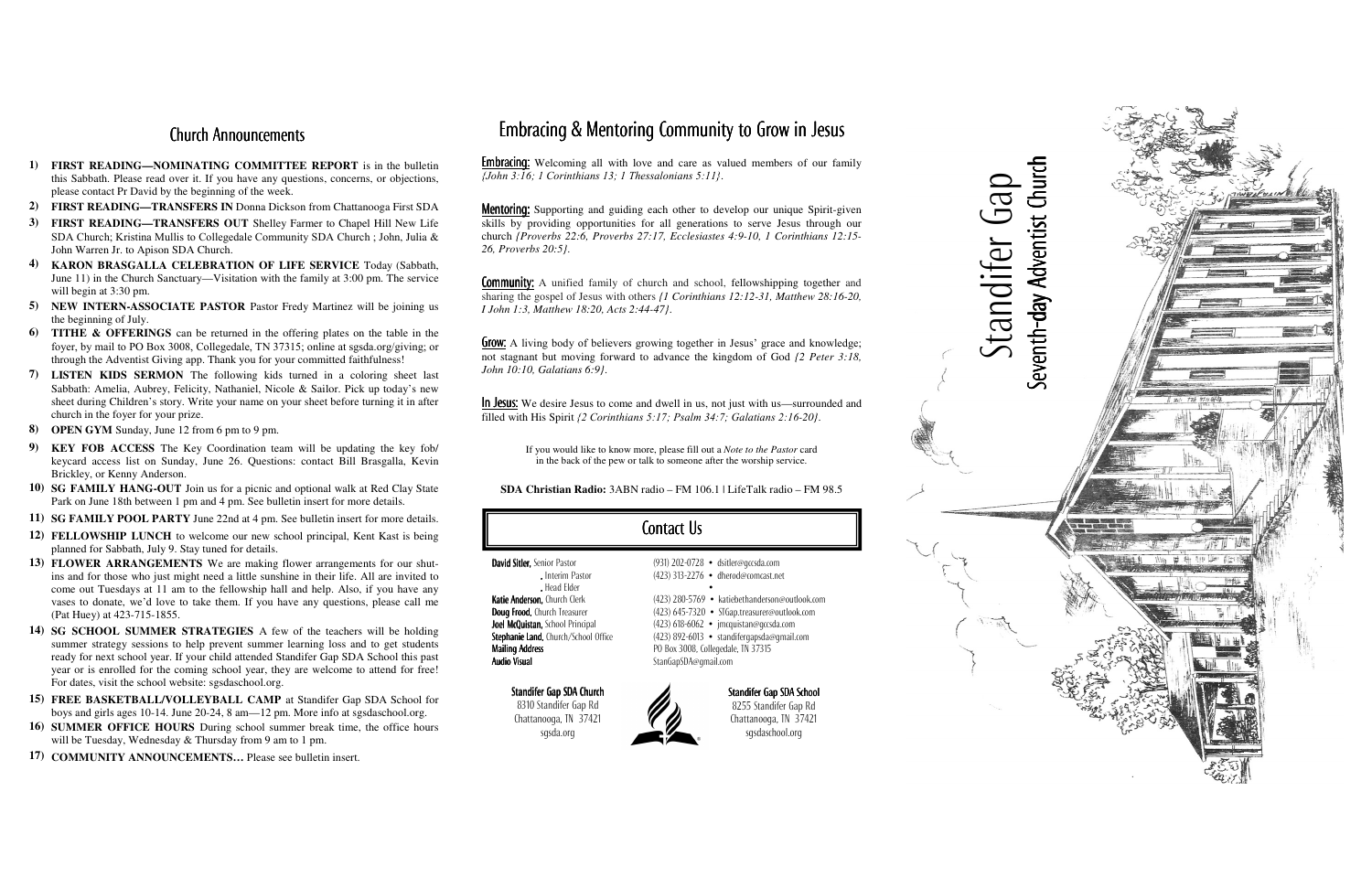## Church Announcements

1) **FIRST READING—NOMINATING COMMITTEE REPORT** is in the bulletin this Sabbath. Please read over it. If you have any questions, concerns, or objections, please contact Pr David by the beginning of the week.
2) **FIRST READING—TRANSFERS IN** Donna Dickson from Chattanooga First SDA
3) **FIRST READING—TRANSFERS OUT** Shelley Farmer to Chapel Hill New Life SDA Church; Kristina Mullis to Collegedale Community SDA Church ; John, Julia & John Warren Jr. to Apison SDA Church.
4) **KARON BRASGALLA CELEBRATION OF LIFE SERVICE** Today (Sabbath, June 11) in the Church Sanctuary—Visitation with the family at 3:00 pm. The service will begin at 3:30 pm.
5) **NEW INTERN-ASSOCIATE PASTOR** Pastor Fredy Martinez will be joining us the beginning of July.
6) **TITHE & OFFERINGS** can be returned in the offering plates on the table in the foyer, by mail to PO Box 3008, Collegedale, TN 37315; online at sgsda.org/giving; or through the Adventist Giving app. Thank you for your committed faithfulness!
7) **LISTEN KIDS SERMON** The following kids turned in a coloring sheet last Sabbath: Amelia, Aubrey, Felicity, Nathaniel, Nicole & Sailor. Pick up today's new sheet during Children's story. Write your name on your sheet before turning it in after church in the foyer for your prize.
8) **OPEN GYM** Sunday, June 12 from 6 pm to 9 pm.
9) **KEY FOB ACCESS** The Key Coordination team will be updating the key fob/ keycard access list on Sunday, June 26. Questions: contact Bill Brasgalla, Kevin Brickley, or Kenny Anderson.
10) **SG FAMILY HANG-OUT** Join us for a picnic and optional walk at Red Clay State Park on June 18th between 1 pm and 4 pm. See bulletin insert for more details.
11) **SG FAMILY POOL PARTY** June 22nd at 4 pm. See bulletin insert for more details.
12) **FELLOWSHIP LUNCH** to welcome our new school principal, Kent Kast is being planned for Sabbath, July 9. Stay tuned for details.
13) **FLOWER ARRANGEMENTS** We are making flower arrangements for our shut-ins and for those who just might need a little sunshine in their life. All are invited to come out Tuesdays at 11 am to the fellowship hall and help. Also, if you have any vases to donate, we'd love to take them. If you have any questions, please call me (Pat Huey) at 423-715-1855.
14) **SG SCHOOL SUMMER STRATEGIES** A few of the teachers will be holding summer strategy sessions to help prevent summer learning loss and to get students ready for next school year. If your child attended Standifer Gap SDA School this past year or is enrolled for the coming school year, they are welcome to attend for free! For dates, visit the school website: sgsdaschool.org.
15) **FREE BASKETBALL/VOLLEYBALL CAMP** at Standifer Gap SDA School for boys and girls ages 10-14. June 20-24, 8 am—12 pm. More info at sgsdaschool.org.
16) **SUMMER OFFICE HOURS** During school summer break time, the office hours will be Tuesday, Wednesday & Thursday from 9 am to 1 pm.
17) **COMMUNITY ANNOUNCEMENTS…** Please see bulletin insert.

## Embracing & Mentoring Community to Grow in Jesus

**Embracing:** Welcoming all with love and care as valued members of our family *{John 3:16; 1 Corinthians 13; 1 Thessalonians 5:11}*.

**Mentoring:** Supporting and guiding each other to develop our unique Spirit-given skills by providing opportunities for all generations to serve Jesus through our church *{Proverbs 22:6, Proverbs 27:17, Ecclesiastes 4:9-10, 1 Corinthians 12:15-26, Proverbs 20:5}*.

**Community:** A unified family of church and school, fellowshipping together and sharing the gospel of Jesus with others *{1 Corinthians 12:12-31, Matthew 28:16-20, I John 1:3, Matthew 18:20, Acts 2:44-47}*.

**Grow:** A living body of believers growing together in Jesus' grace and knowledge; not stagnant but moving forward to advance the kingdom of God *{2 Peter 3:18, John 10:10, Galatians 6:9}*.

**In Jesus:** We desire Jesus to come and dwell in us, not just with us—surrounded and filled with His Spirit *{2 Corinthians 5:17; Psalm 34:7; Galatians 2:16-20}*.

If you would like to know more, please fill out a *Note to the Pastor* card in the back of the pew or talk to someone after the worship service.

**SDA Christian Radio:** 3ABN radio – FM 106.1 | LifeTalk radio – FM 98.5

## Contact Us

| | |
|---|---|
| **David Sitler,** Senior Pastor | (931) 202-0728 • dsitler@gccsda.com |
| , Interim Pastor | (423) 313-2276 • dherod@comcast.net |
| , Head Elder | • |
| **Katie Anderson,** Church Clerk | (423) 280-5769 • katiebethanderson@outlook.com |
| **Doug Frood,** Church Treasurer | (423) 645-7320 • STGap.treasurer@outlook.com |
| **Joel McQuistan,** School Principal | (423) 618-6062 • jmcquistan@gccsda.com |
| **Stephanie Land,** Church/School Office | (423) 892-6013 • standifergapsda@gmail.com |
| **Mailing Address** | PO Box 3008, Collegedale, TN 37315 |
| **Audio Visual** | StanGapSDA@gmail.com |

**Standifer Gap SDA Church**
8310 Standifer Gap Rd
Chattanooga, TN 37421
sgsda.org

**Standifer Gap SDA School**
8255 Standifer Gap Rd
Chattanooga, TN 37421
sgsdaschool.org

# Standifer Gap
## Seventh-day Adventist Church